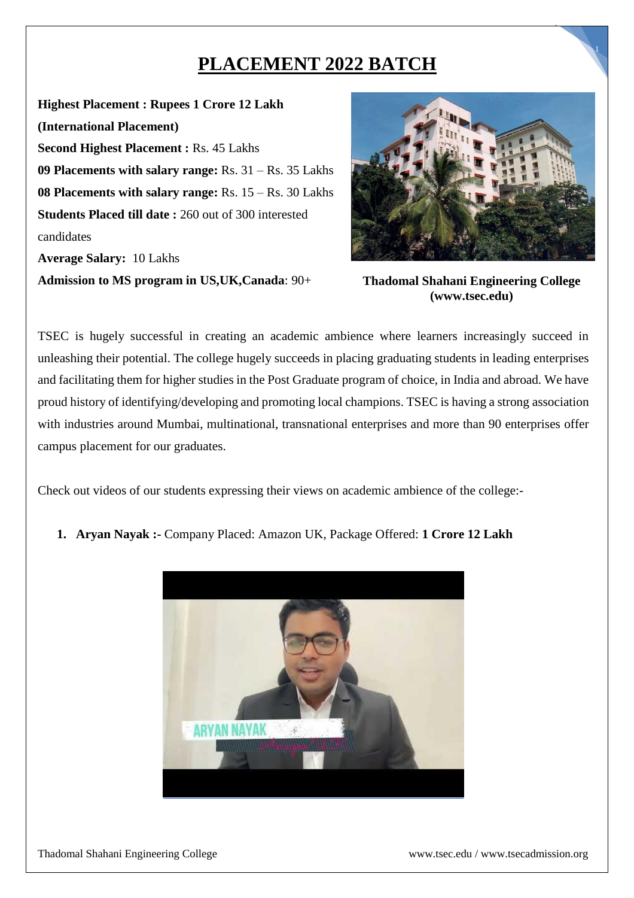# PLACEMENT 2022 BATCH

**Highest Placement : Rupees 1 Crore 12 Lakh (International Placement)**

**Second Highest Placement :** Rs. 45 Lakhs

**09 Placements with salary range:** Rs. 31 – Rs. 35 Lakhs

**08 Placements with salary range:** Rs. 15 – Rs. 30 Lakhs

**Students Placed till date :** 260 out of 300 interested candidates

**Average Salary:** 10 Lakhs

**Admission to MS program in US,UK,Canada**: 90+

**Thadomal Shahani Engineering College (www.tsec.edu)**

TSEC is hugely successful in creating an academic ambience where learners increasingly succeed in unleashing their potential. The college hugely succeeds in placing graduating students in leading enterprises and facilitating them for higher studies in the Post Graduate program of choice, in India and abroad. We have proud history of identifying/developing and promoting local champions. TSEC is having a strong association with industries around Mumbai, multinational, transnational enterprises and more than 90 enterprises offer campus placement for our graduates.

Check out videos of our students expressing their views on academic ambience of the college:-

1. **Aryan Nayak :-** Company Placed: Amazon UK, Package Offered: **1 Crore 12 Lakh**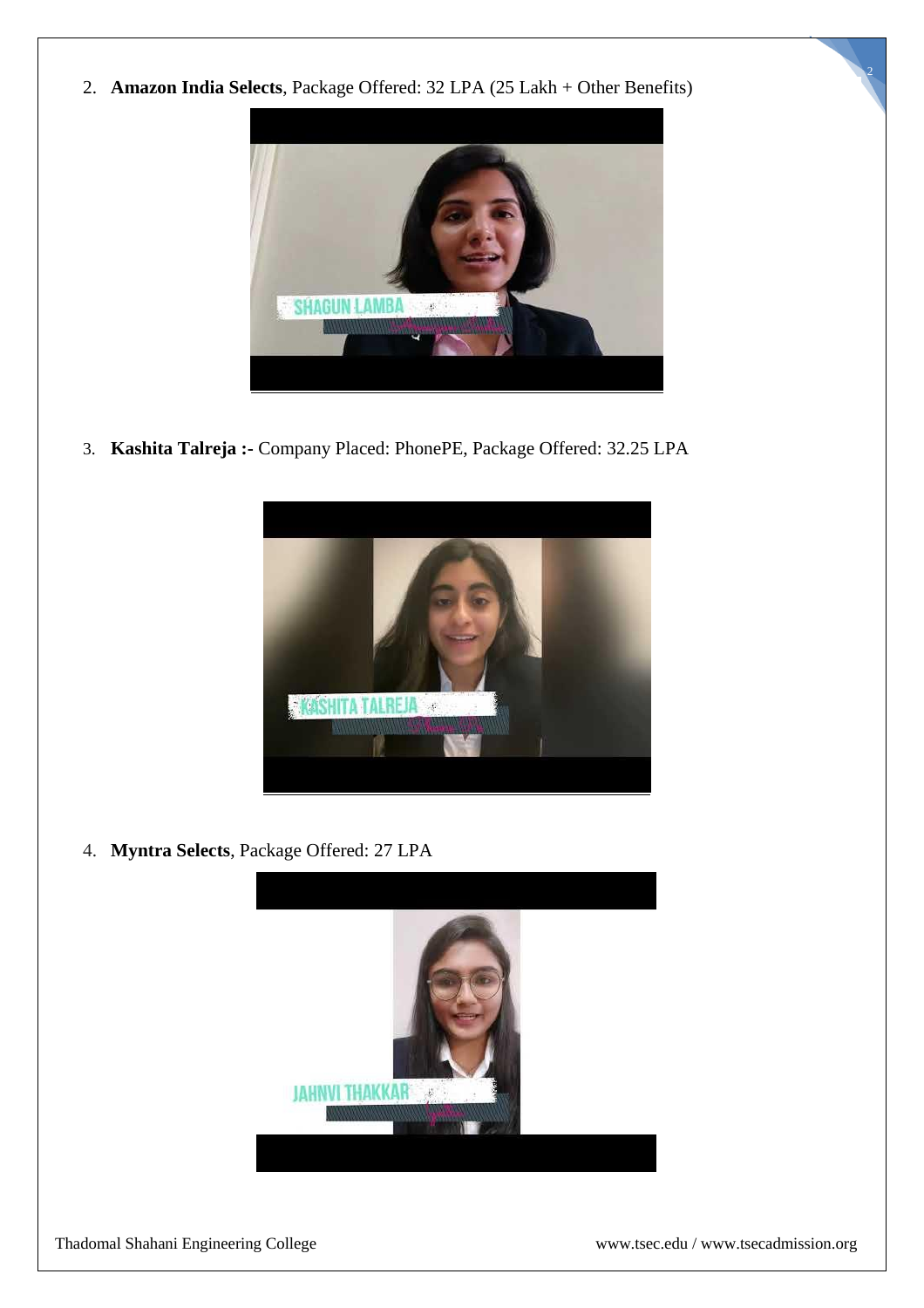2. **Amazon India Selects**, Package Offered: 32 LPA (25 Lakh + Other Benefits)

3. **Kashita Talreja :-** Company Placed: PhonePE, Package Offered: 32.25 LPA

4. **Myntra Selects**, Package Offered: 27 LPA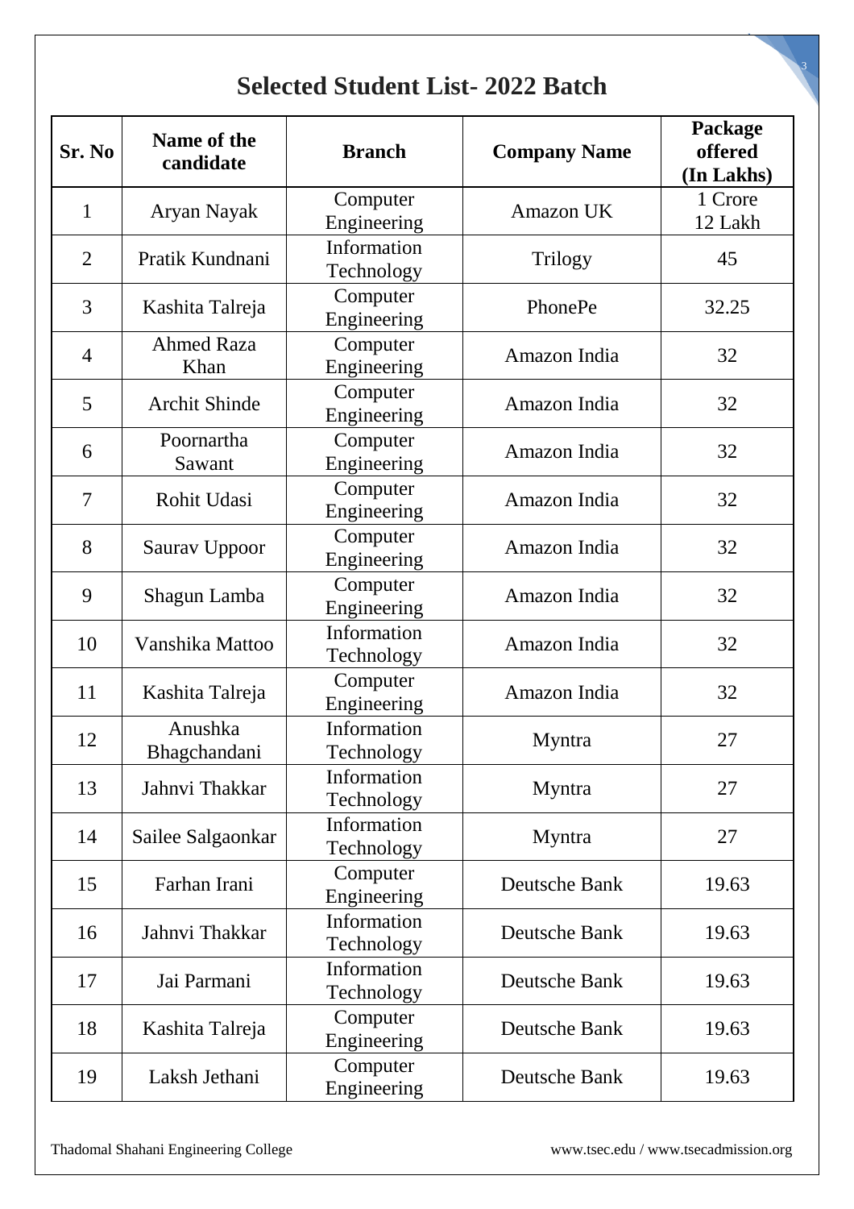# Selected Student List- 2022 Batch

| Sr. No | Name of the candidate | Branch | Company Name | Package offered (In Lakhs) |
|---|---|---|---|---|
| 1 | Aryan Nayak | Computer Engineering | Amazon UK | 1 Crore 12 Lakh |
| 2 | Pratik Kundnani | Information Technology | Trilogy | 45 |
| 3 | Kashita Talreja | Computer Engineering | PhonePe | 32.25 |
| 4 | Ahmed Raza Khan | Computer Engineering | Amazon India | 32 |
| 5 | Archit Shinde | Computer Engineering | Amazon India | 32 |
| 6 | Poornartha Sawant | Computer Engineering | Amazon India | 32 |
| 7 | Rohit Udasi | Computer Engineering | Amazon India | 32 |
| 8 | Saurav Uppoor | Computer Engineering | Amazon India | 32 |
| 9 | Shagun Lamba | Computer Engineering | Amazon India | 32 |
| 10 | Vanshika Mattoo | Information Technology | Amazon India | 32 |
| 11 | Kashita Talreja | Computer Engineering | Amazon India | 32 |
| 12 | Anushka Bhagchandani | Information Technology | Myntra | 27 |
| 13 | Jahnvi Thakkar | Information Technology | Myntra | 27 |
| 14 | Sailee Salgaonkar | Information Technology | Myntra | 27 |
| 15 | Farhan Irani | Computer Engineering | Deutsche Bank | 19.63 |
| 16 | Jahnvi Thakkar | Information Technology | Deutsche Bank | 19.63 |
| 17 | Jai Parmani | Information Technology | Deutsche Bank | 19.63 |
| 18 | Kashita Talreja | Computer Engineering | Deutsche Bank | 19.63 |
| 19 | Laksh Jethani | Computer Engineering | Deutsche Bank | 19.63 |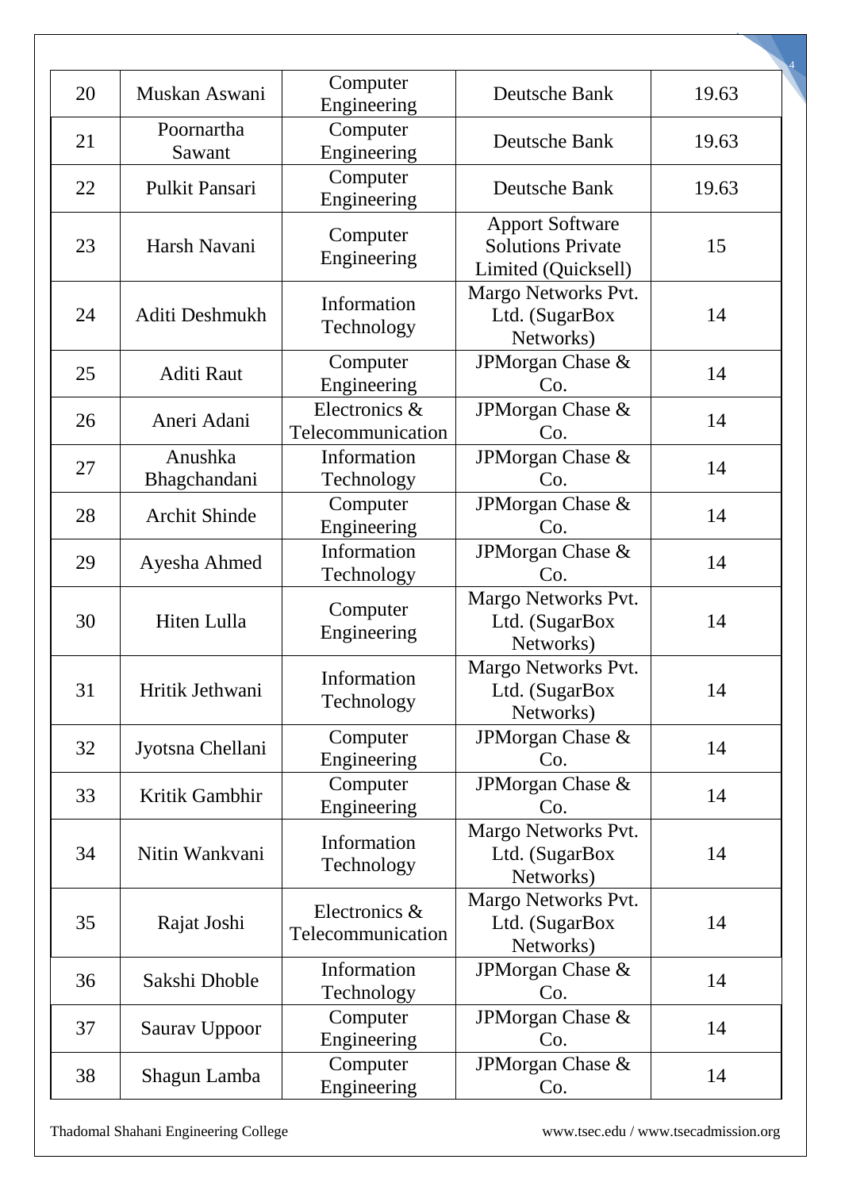| 20 | Muskan Aswani | Computer Engineering | Deutsche Bank | 19.63 |
|---|---|---|---|---|
| 21 | Poornartha Sawant | Computer Engineering | Deutsche Bank | 19.63 |
| 22 | Pulkit Pansari | Computer Engineering | Deutsche Bank | 19.63 |
| 23 | Harsh Navani | Computer Engineering | Apport Software Solutions Private Limited (Quicksell) | 15 |
| 24 | Aditi Deshmukh | Information Technology | Margo Networks Pvt. Ltd. (SugarBox Networks) | 14 |
| 25 | Aditi Raut | Computer Engineering | JPMorgan Chase & Co. | 14 |
| 26 | Aneri Adani | Electronics & Telecommunication | JPMorgan Chase & Co. | 14 |
| 27 | Anushka Bhagchandani | Information Technology | JPMorgan Chase & Co. | 14 |
| 28 | Archit Shinde | Computer Engineering | JPMorgan Chase & Co. | 14 |
| 29 | Ayesha Ahmed | Information Technology | JPMorgan Chase & Co. | 14 |
| 30 | Hiten Lulla | Computer Engineering | Margo Networks Pvt. Ltd. (SugarBox Networks) | 14 |
| 31 | Hritik Jethwani | Information Technology | Margo Networks Pvt. Ltd. (SugarBox Networks) | 14 |
| 32 | Jyotsna Chellani | Computer Engineering | JPMorgan Chase & Co. | 14 |
| 33 | Kritik Gambhir | Computer Engineering | JPMorgan Chase & Co. | 14 |
| 34 | Nitin Wankvani | Information Technology | Margo Networks Pvt. Ltd. (SugarBox Networks) | 14 |
| 35 | Rajat Joshi | Electronics & Telecommunication | Margo Networks Pvt. Ltd. (SugarBox Networks) | 14 |
| 36 | Sakshi Dhoble | Information Technology | JPMorgan Chase & Co. | 14 |
| 37 | Saurav Uppoor | Computer Engineering | JPMorgan Chase & Co. | 14 |
| 38 | Shagun Lamba | Computer Engineering | JPMorgan Chase & Co. | 14 |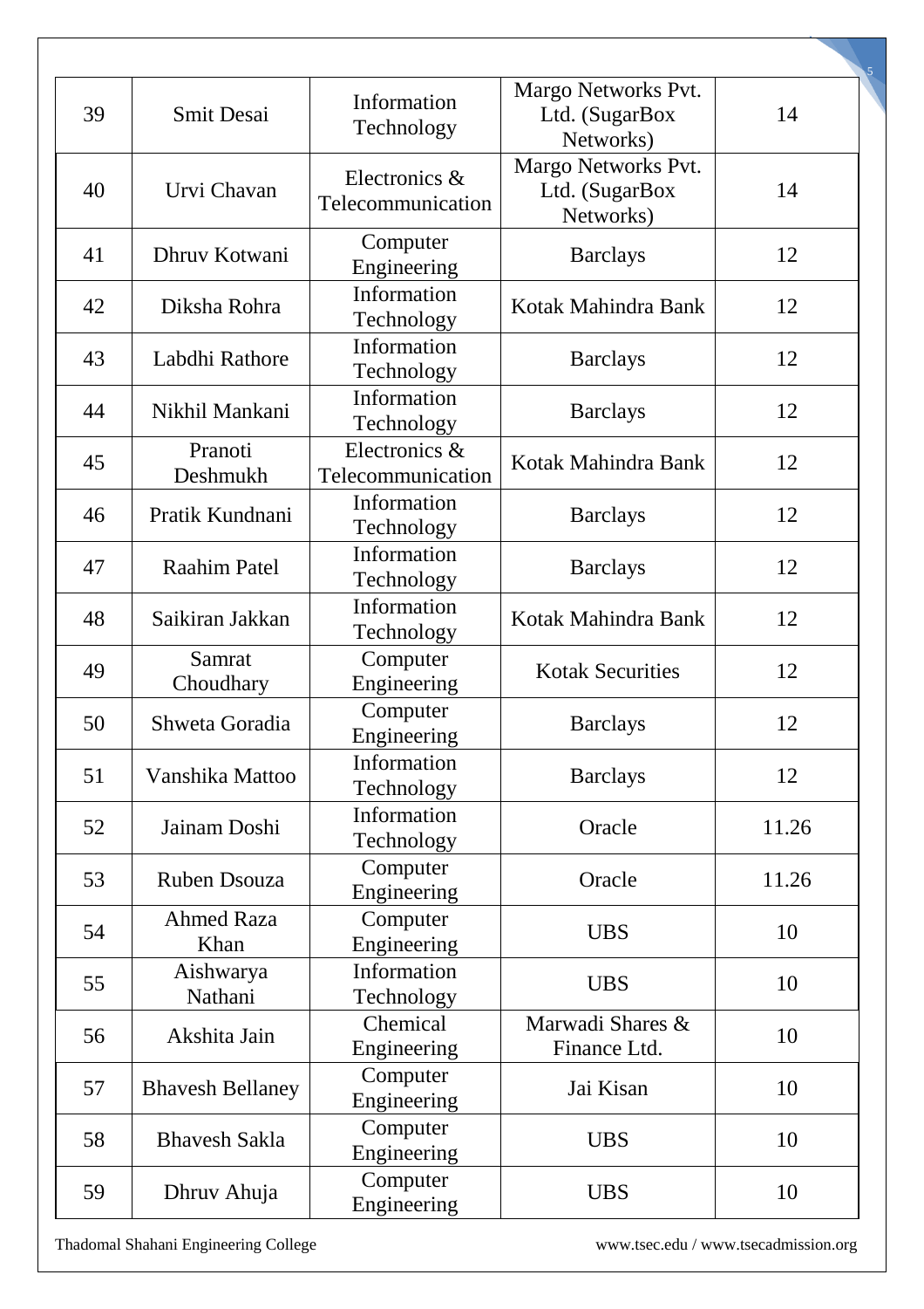| 39 | Smit Desai | Information Technology | Margo Networks Pvt. Ltd. (SugarBox Networks) | 14 |
|---|---|---|---|---|
| 40 | Urvi Chavan | Electronics & Telecommunication | Margo Networks Pvt. Ltd. (SugarBox Networks) | 14 |
| 41 | Dhruv Kotwani | Computer Engineering | Barclays | 12 |
| 42 | Diksha Rohra | Information Technology | Kotak Mahindra Bank | 12 |
| 43 | Labdhi Rathore | Information Technology | Barclays | 12 |
| 44 | Nikhil Mankani | Information Technology | Barclays | 12 |
| 45 | Pranoti Deshmukh | Electronics & Telecommunication | Kotak Mahindra Bank | 12 |
| 46 | Pratik Kundnani | Information Technology | Barclays | 12 |
| 47 | Raahim Patel | Information Technology | Barclays | 12 |
| 48 | Saikiran Jakkan | Information Technology | Kotak Mahindra Bank | 12 |
| 49 | Samrat Choudhary | Computer Engineering | Kotak Securities | 12 |
| 50 | Shweta Goradia | Computer Engineering | Barclays | 12 |
| 51 | Vanshika Mattoo | Information Technology | Barclays | 12 |
| 52 | Jainam Doshi | Information Technology | Oracle | 11.26 |
| 53 | Ruben Dsouza | Computer Engineering | Oracle | 11.26 |
| 54 | Ahmed Raza Khan | Computer Engineering | UBS | 10 |
| 55 | Aishwarya Nathani | Information Technology | UBS | 10 |
| 56 | Akshita Jain | Chemical Engineering | Marwadi Shares & Finance Ltd. | 10 |
| 57 | Bhavesh Bellaney | Computer Engineering | Jai Kisan | 10 |
| 58 | Bhavesh Sakla | Computer Engineering | UBS | 10 |
| 59 | Dhruv Ahuja | Computer Engineering | UBS | 10 |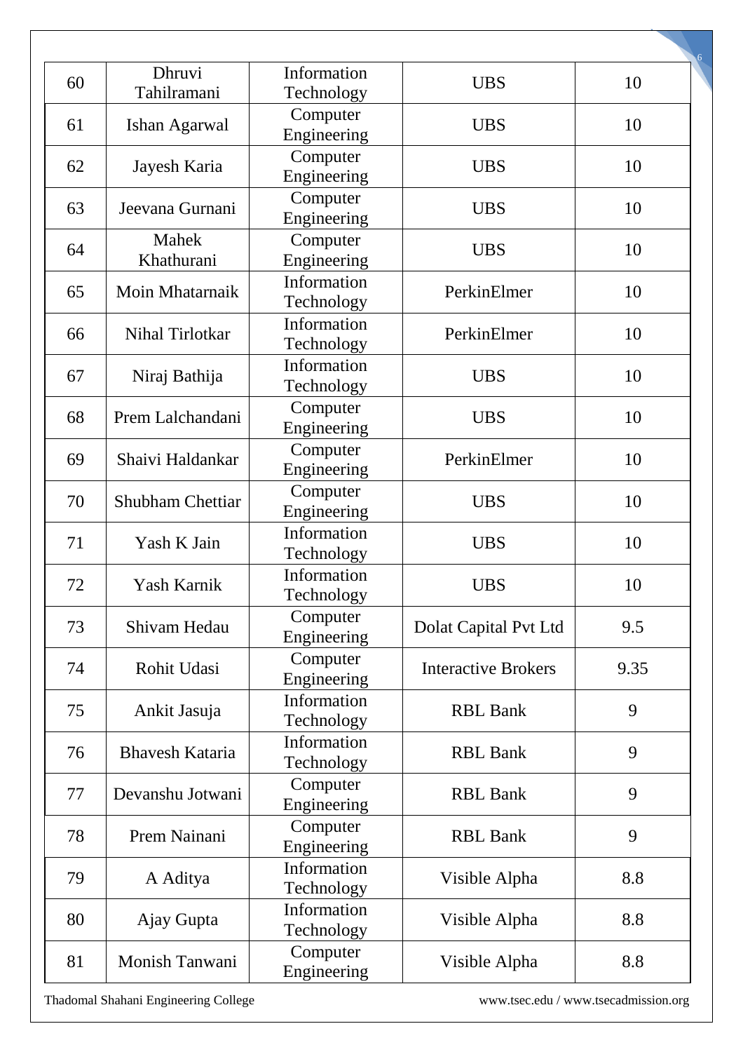| 60 | Dhruvi Tahilramani | Information Technology | UBS | 10 |
|---|---|---|---|---|
| 61 | Ishan Agarwal | Computer Engineering | UBS | 10 |
| 62 | Jayesh Karia | Computer Engineering | UBS | 10 |
| 63 | Jeevana Gurnani | Computer Engineering | UBS | 10 |
| 64 | Mahek Khathurani | Computer Engineering | UBS | 10 |
| 65 | Moin Mhatarnaik | Information Technology | PerkinElmer | 10 |
| 66 | Nihal Tirlotkar | Information Technology | PerkinElmer | 10 |
| 67 | Niraj Bathija | Information Technology | UBS | 10 |
| 68 | Prem Lalchandani | Computer Engineering | UBS | 10 |
| 69 | Shaivi Haldankar | Computer Engineering | PerkinElmer | 10 |
| 70 | Shubham Chettiar | Computer Engineering | UBS | 10 |
| 71 | Yash K Jain | Information Technology | UBS | 10 |
| 72 | Yash Karnik | Information Technology | UBS | 10 |
| 73 | Shivam Hedau | Computer Engineering | Dolat Capital Pvt Ltd | 9.5 |
| 74 | Rohit Udasi | Computer Engineering | Interactive Brokers | 9.35 |
| 75 | Ankit Jasuja | Information Technology | RBL Bank | 9 |
| 76 | Bhavesh Kataria | Information Technology | RBL Bank | 9 |
| 77 | Devanshu Jotwani | Computer Engineering | RBL Bank | 9 |
| 78 | Prem Nainani | Computer Engineering | RBL Bank | 9 |
| 79 | A Aditya | Information Technology | Visible Alpha | 8.8 |
| 80 | Ajay Gupta | Information Technology | Visible Alpha | 8.8 |
| 81 | Monish Tanwani | Computer Engineering | Visible Alpha | 8.8 |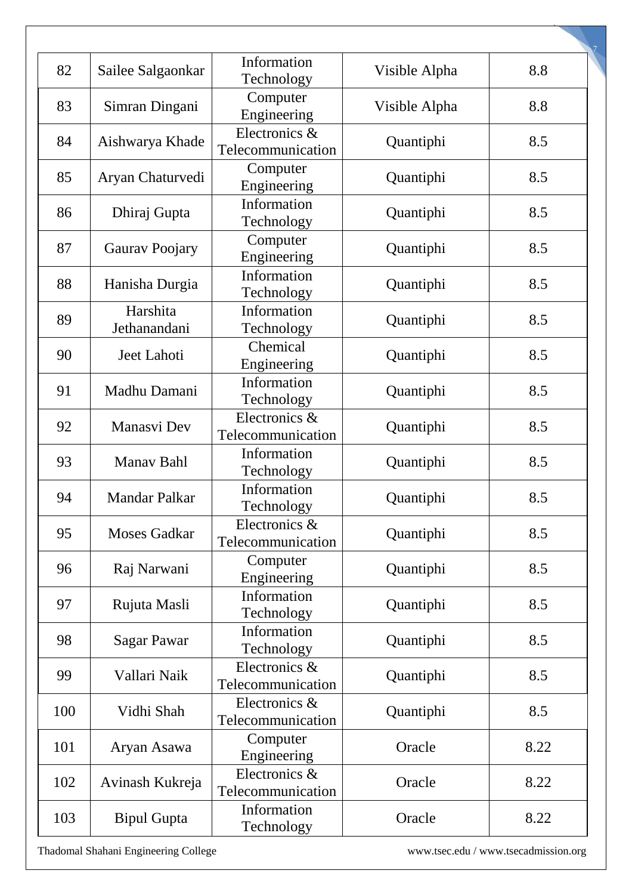| 82 | Sailee Salgaonkar | Information Technology | Visible Alpha | 8.8 |
|---|---|---|---|---|
| 83 | Simran Dingani | Computer Engineering | Visible Alpha | 8.8 |
| 84 | Aishwarya Khade | Electronics & Telecommunication | Quantiphi | 8.5 |
| 85 | Aryan Chaturvedi | Computer Engineering | Quantiphi | 8.5 |
| 86 | Dhiraj Gupta | Information Technology | Quantiphi | 8.5 |
| 87 | Gaurav Poojary | Computer Engineering | Quantiphi | 8.5 |
| 88 | Hanisha Durgia | Information Technology | Quantiphi | 8.5 |
| 89 | Harshita Jethanandani | Information Technology | Quantiphi | 8.5 |
| 90 | Jeet Lahoti | Chemical Engineering | Quantiphi | 8.5 |
| 91 | Madhu Damani | Information Technology | Quantiphi | 8.5 |
| 92 | Manasvi Dev | Electronics & Telecommunication | Quantiphi | 8.5 |
| 93 | Manav Bahl | Information Technology | Quantiphi | 8.5 |
| 94 | Mandar Palkar | Information Technology | Quantiphi | 8.5 |
| 95 | Moses Gadkar | Electronics & Telecommunication | Quantiphi | 8.5 |
| 96 | Raj Narwani | Computer Engineering | Quantiphi | 8.5 |
| 97 | Rujuta Masli | Information Technology | Quantiphi | 8.5 |
| 98 | Sagar Pawar | Information Technology | Quantiphi | 8.5 |
| 99 | Vallari Naik | Electronics & Telecommunication | Quantiphi | 8.5 |
| 100 | Vidhi Shah | Electronics & Telecommunication | Quantiphi | 8.5 |
| 101 | Aryan Asawa | Computer Engineering | Oracle | 8.22 |
| 102 | Avinash Kukreja | Electronics & Telecommunication | Oracle | 8.22 |
| 103 | Bipul Gupta | Information Technology | Oracle | 8.22 |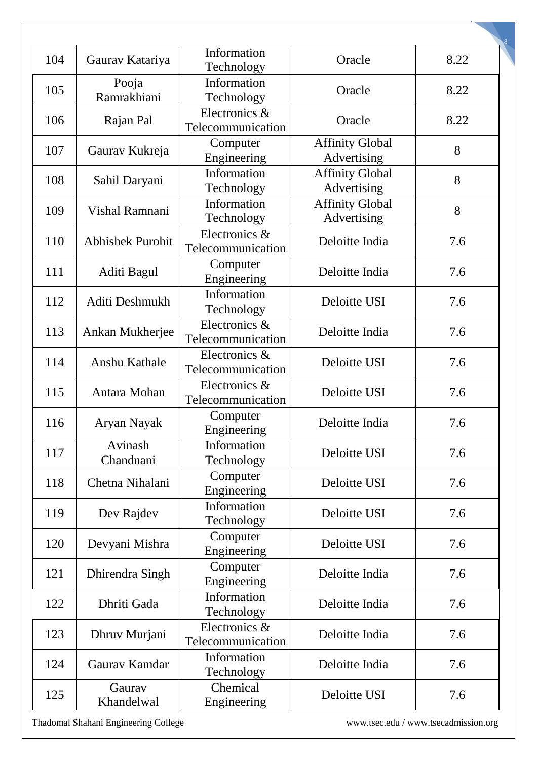| 104 | Gaurav Katariya | Information Technology | Oracle | 8.22 |
|---|---|---|---|---|
| 105 | Pooja Ramrakhiani | Information Technology | Oracle | 8.22 |
| 106 | Rajan Pal | Electronics & Telecommunication | Oracle | 8.22 |
| 107 | Gaurav Kukreja | Computer Engineering | Affinity Global Advertising | 8 |
| 108 | Sahil Daryani | Information Technology | Affinity Global Advertising | 8 |
| 109 | Vishal Ramnani | Information Technology | Affinity Global Advertising | 8 |
| 110 | Abhishek Purohit | Electronics & Telecommunication | Deloitte India | 7.6 |
| 111 | Aditi Bagul | Computer Engineering | Deloitte India | 7.6 |
| 112 | Aditi Deshmukh | Information Technology | Deloitte USI | 7.6 |
| 113 | Ankan Mukherjee | Electronics & Telecommunication | Deloitte India | 7.6 |
| 114 | Anshu Kathale | Electronics & Telecommunication | Deloitte USI | 7.6 |
| 115 | Antara Mohan | Electronics & Telecommunication | Deloitte USI | 7.6 |
| 116 | Aryan Nayak | Computer Engineering | Deloitte India | 7.6 |
| 117 | Avinash Chandnani | Information Technology | Deloitte USI | 7.6 |
| 118 | Chetna Nihalani | Computer Engineering | Deloitte USI | 7.6 |
| 119 | Dev Rajdev | Information Technology | Deloitte USI | 7.6 |
| 120 | Devyani Mishra | Computer Engineering | Deloitte USI | 7.6 |
| 121 | Dhirendra Singh | Computer Engineering | Deloitte India | 7.6 |
| 122 | Dhriti Gada | Information Technology | Deloitte India | 7.6 |
| 123 | Dhruv Murjani | Electronics & Telecommunication | Deloitte India | 7.6 |
| 124 | Gaurav Kamdar | Information Technology | Deloitte India | 7.6 |
| 125 | Gaurav Khandelwal | Chemical Engineering | Deloitte USI | 7.6 |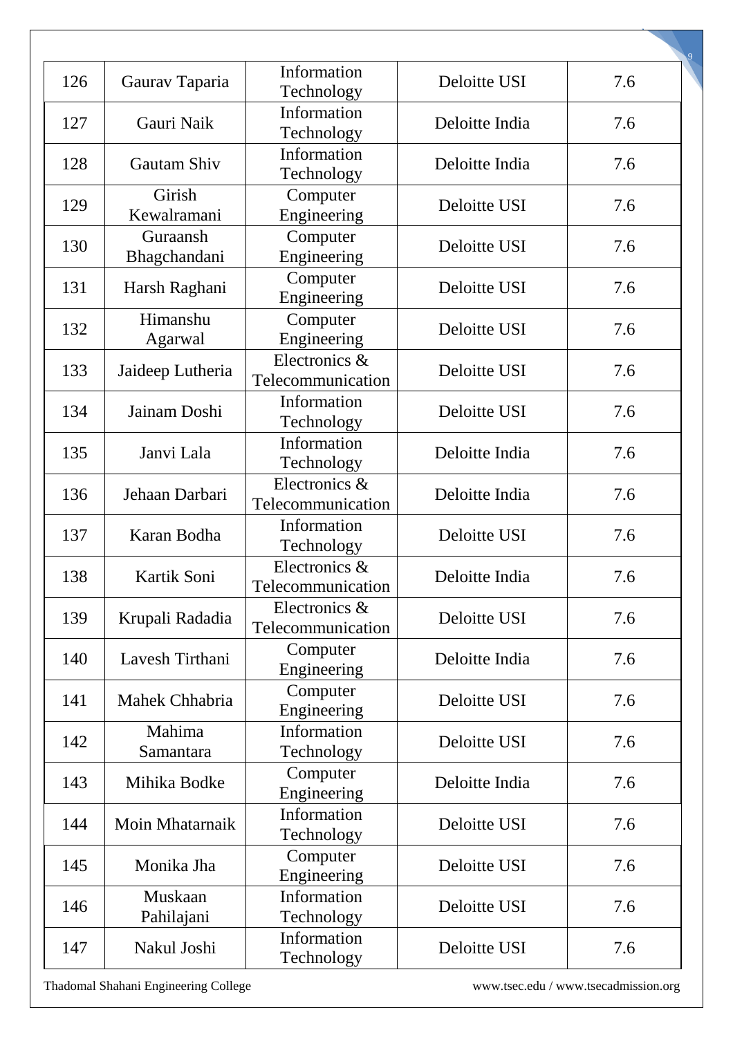| 126 | Gaurav Taparia | Information Technology | Deloitte USI | 7.6 |
|---|---|---|---|---|
| 127 | Gauri Naik | Information Technology | Deloitte India | 7.6 |
| 128 | Gautam Shiv | Information Technology | Deloitte India | 7.6 |
| 129 | Girish Kewalramani | Computer Engineering | Deloitte USI | 7.6 |
| 130 | Guraansh Bhagchandani | Computer Engineering | Deloitte USI | 7.6 |
| 131 | Harsh Raghani | Computer Engineering | Deloitte USI | 7.6 |
| 132 | Himanshu Agarwal | Computer Engineering | Deloitte USI | 7.6 |
| 133 | Jaideep Lutheria | Electronics & Telecommunication | Deloitte USI | 7.6 |
| 134 | Jainam Doshi | Information Technology | Deloitte USI | 7.6 |
| 135 | Janvi Lala | Information Technology | Deloitte India | 7.6 |
| 136 | Jehaan Darbari | Electronics & Telecommunication | Deloitte India | 7.6 |
| 137 | Karan Bodha | Information Technology | Deloitte USI | 7.6 |
| 138 | Kartik Soni | Electronics & Telecommunication | Deloitte India | 7.6 |
| 139 | Krupali Radadia | Electronics & Telecommunication | Deloitte USI | 7.6 |
| 140 | Lavesh Tirthani | Computer Engineering | Deloitte India | 7.6 |
| 141 | Mahek Chhabria | Computer Engineering | Deloitte USI | 7.6 |
| 142 | Mahima Samantara | Information Technology | Deloitte USI | 7.6 |
| 143 | Mihika Bodke | Computer Engineering | Deloitte India | 7.6 |
| 144 | Moin Mhatarnaik | Information Technology | Deloitte USI | 7.6 |
| 145 | Monika Jha | Computer Engineering | Deloitte USI | 7.6 |
| 146 | Muskaan Pahilajani | Information Technology | Deloitte USI | 7.6 |
| 147 | Nakul Joshi | Information Technology | Deloitte USI | 7.6 |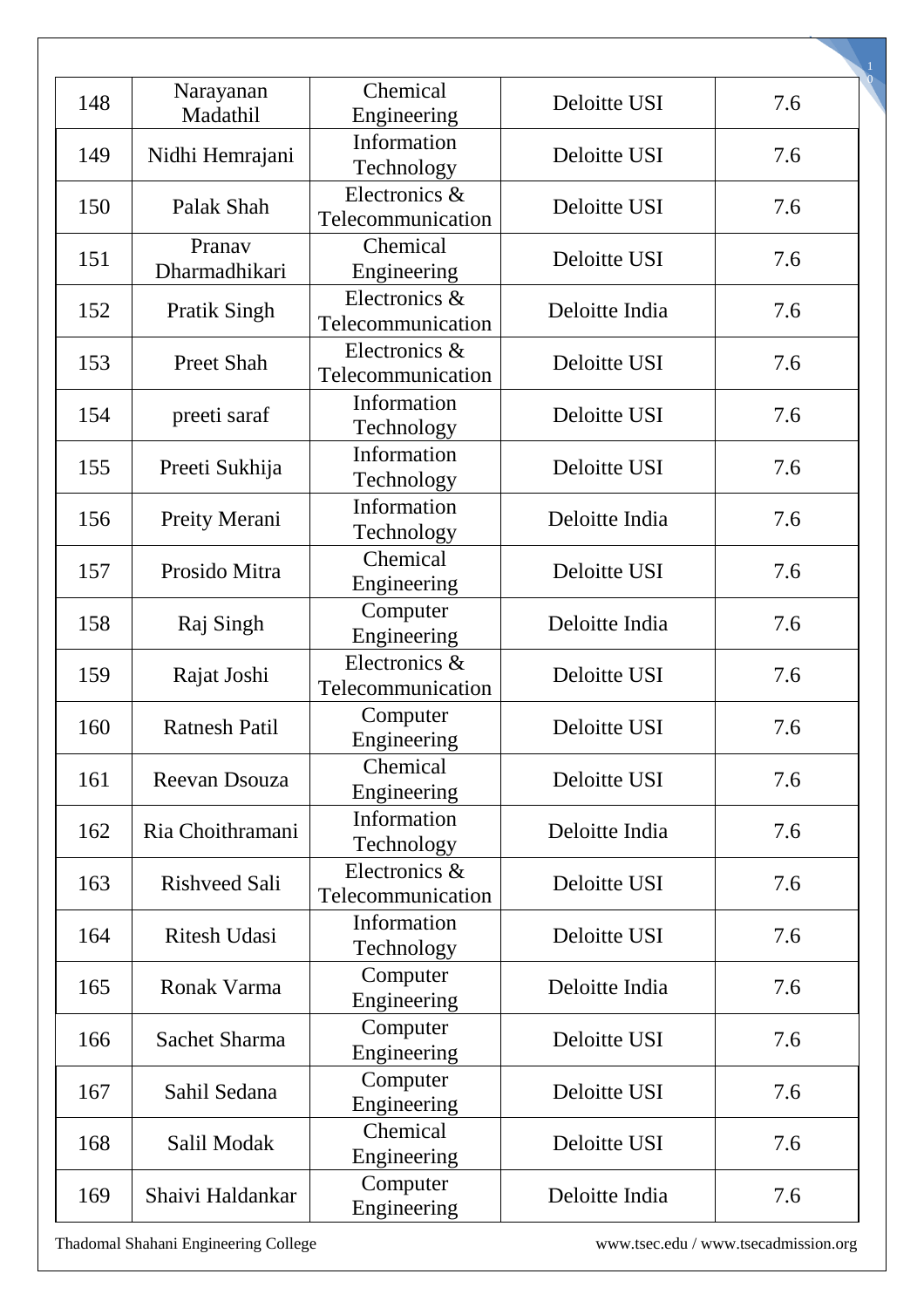| 148 | Narayanan Madathil | Chemical Engineering | Deloitte USI | 7.6 |
|---|---|---|---|---|
| 149 | Nidhi Hemrajani | Information Technology | Deloitte USI | 7.6 |
| 150 | Palak Shah | Electronics & Telecommunication | Deloitte USI | 7.6 |
| 151 | Pranav Dharmadhikari | Chemical Engineering | Deloitte USI | 7.6 |
| 152 | Pratik Singh | Electronics & Telecommunication | Deloitte India | 7.6 |
| 153 | Preet Shah | Electronics & Telecommunication | Deloitte USI | 7.6 |
| 154 | preeti saraf | Information Technology | Deloitte USI | 7.6 |
| 155 | Preeti Sukhija | Information Technology | Deloitte USI | 7.6 |
| 156 | Preity Merani | Information Technology | Deloitte India | 7.6 |
| 157 | Prosido Mitra | Chemical Engineering | Deloitte USI | 7.6 |
| 158 | Raj Singh | Computer Engineering | Deloitte India | 7.6 |
| 159 | Rajat Joshi | Electronics & Telecommunication | Deloitte USI | 7.6 |
| 160 | Ratnesh Patil | Computer Engineering | Deloitte USI | 7.6 |
| 161 | Reevan Dsouza | Chemical Engineering | Deloitte USI | 7.6 |
| 162 | Ria Choithramani | Information Technology | Deloitte India | 7.6 |
| 163 | Rishveed Sali | Electronics & Telecommunication | Deloitte USI | 7.6 |
| 164 | Ritesh Udasi | Information Technology | Deloitte USI | 7.6 |
| 165 | Ronak Varma | Computer Engineering | Deloitte India | 7.6 |
| 166 | Sachet Sharma | Computer Engineering | Deloitte USI | 7.6 |
| 167 | Sahil Sedana | Computer Engineering | Deloitte USI | 7.6 |
| 168 | Salil Modak | Chemical Engineering | Deloitte USI | 7.6 |
| 169 | Shaivi Haldankar | Computer Engineering | Deloitte India | 7.6 |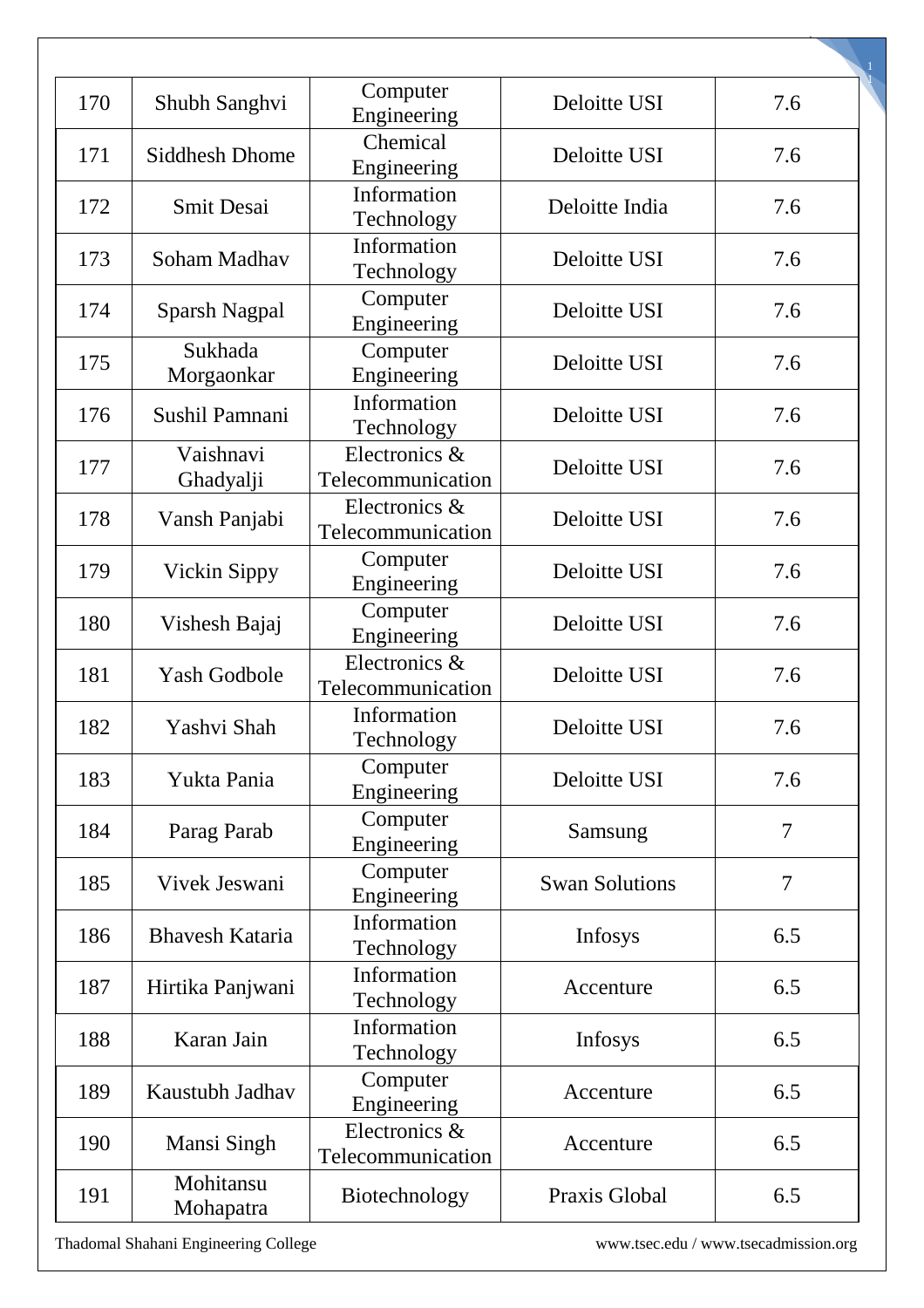| 170 | Shubh Sanghvi | Computer Engineering | Deloitte USI | 7.6 |
|---|---|---|---|---|
| 171 | Siddhesh Dhome | Chemical Engineering | Deloitte USI | 7.6 |
| 172 | Smit Desai | Information Technology | Deloitte India | 7.6 |
| 173 | Soham Madhav | Information Technology | Deloitte USI | 7.6 |
| 174 | Sparsh Nagpal | Computer Engineering | Deloitte USI | 7.6 |
| 175 | Sukhada Morgaonkar | Computer Engineering | Deloitte USI | 7.6 |
| 176 | Sushil Pamnani | Information Technology | Deloitte USI | 7.6 |
| 177 | Vaishnavi Ghadyalji | Electronics & Telecommunication | Deloitte USI | 7.6 |
| 178 | Vansh Panjabi | Electronics & Telecommunication | Deloitte USI | 7.6 |
| 179 | Vickin Sippy | Computer Engineering | Deloitte USI | 7.6 |
| 180 | Vishesh Bajaj | Computer Engineering | Deloitte USI | 7.6 |
| 181 | Yash Godbole | Electronics & Telecommunication | Deloitte USI | 7.6 |
| 182 | Yashvi Shah | Information Technology | Deloitte USI | 7.6 |
| 183 | Yukta Pania | Computer Engineering | Deloitte USI | 7.6 |
| 184 | Parag Parab | Computer Engineering | Samsung | 7 |
| 185 | Vivek Jeswani | Computer Engineering | Swan Solutions | 7 |
| 186 | Bhavesh Kataria | Information Technology | Infosys | 6.5 |
| 187 | Hirtika Panjwani | Information Technology | Accenture | 6.5 |
| 188 | Karan Jain | Information Technology | Infosys | 6.5 |
| 189 | Kaustubh Jadhav | Computer Engineering | Accenture | 6.5 |
| 190 | Mansi Singh | Electronics & Telecommunication | Accenture | 6.5 |
| 191 | Mohitansu Mohapatra | Biotechnology | Praxis Global | 6.5 |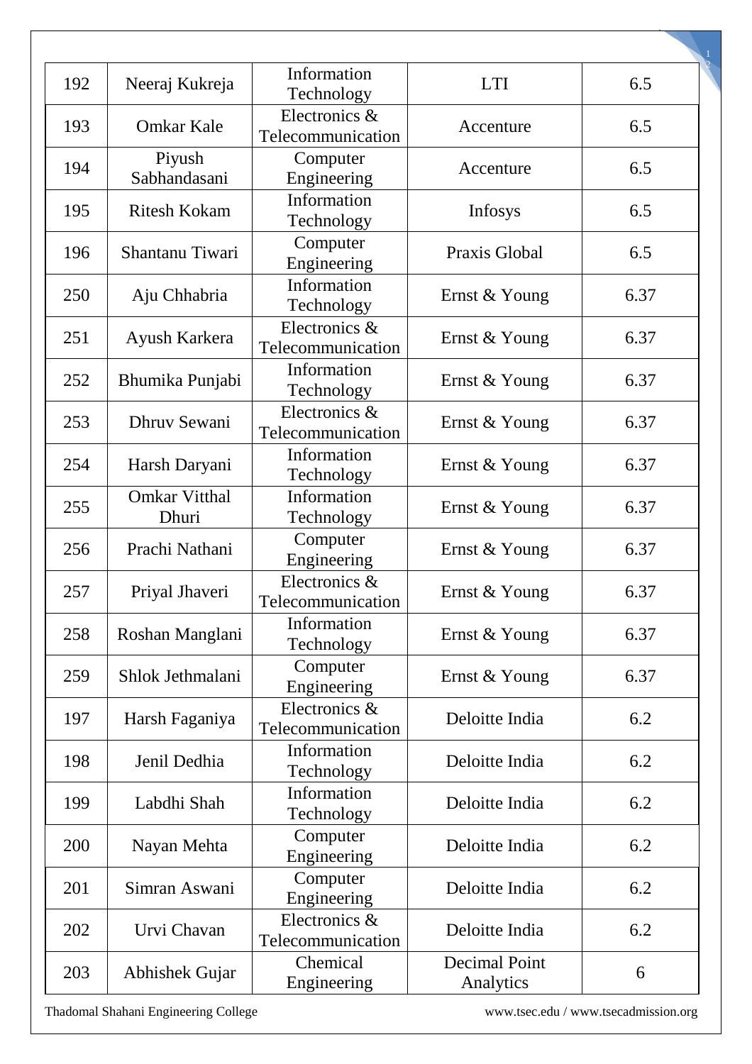| | | | | |
|---|---|---|---|---|
| 192 | Neeraj Kukreja | Information Technology | LTI | 6.5 |
| 193 | Omkar Kale | Electronics & Telecommunication | Accenture | 6.5 |
| 194 | Piyush Sabhandasani | Computer Engineering | Accenture | 6.5 |
| 195 | Ritesh Kokam | Information Technology | Infosys | 6.5 |
| 196 | Shantanu Tiwari | Computer Engineering | Praxis Global | 6.5 |
| 250 | Aju Chhabria | Information Technology | Ernst & Young | 6.37 |
| 251 | Ayush Karkera | Electronics & Telecommunication | Ernst & Young | 6.37 |
| 252 | Bhumika Punjabi | Information Technology | Ernst & Young | 6.37 |
| 253 | Dhruv Sewani | Electronics & Telecommunication | Ernst & Young | 6.37 |
| 254 | Harsh Daryani | Information Technology | Ernst & Young | 6.37 |
| 255 | Omkar Vitthal Dhuri | Information Technology | Ernst & Young | 6.37 |
| 256 | Prachi Nathani | Computer Engineering | Ernst & Young | 6.37 |
| 257 | Priyal Jhaveri | Electronics & Telecommunication | Ernst & Young | 6.37 |
| 258 | Roshan Manglani | Information Technology | Ernst & Young | 6.37 |
| 259 | Shlok Jethmalani | Computer Engineering | Ernst & Young | 6.37 |
| 197 | Harsh Faganiya | Electronics & Telecommunication | Deloitte India | 6.2 |
| 198 | Jenil Dedhia | Information Technology | Deloitte India | 6.2 |
| 199 | Labdhi Shah | Information Technology | Deloitte India | 6.2 |
| 200 | Nayan Mehta | Computer Engineering | Deloitte India | 6.2 |
| 201 | Simran Aswani | Computer Engineering | Deloitte India | 6.2 |
| 202 | Urvi Chavan | Electronics & Telecommunication | Deloitte India | 6.2 |
| 203 | Abhishek Gujar | Chemical Engineering | Decimal Point Analytics | 6 |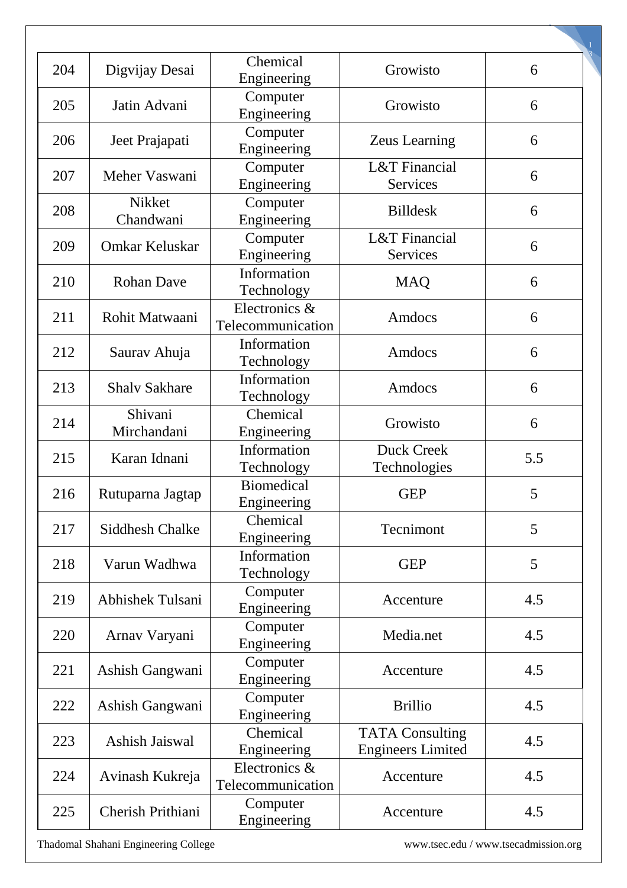| 204 | Digvijay Desai | Chemical Engineering | Growisto | 6 |
|---|---|---|---|---|
| 205 | Jatin Advani | Computer Engineering | Growisto | 6 |
| 206 | Jeet Prajapati | Computer Engineering | Zeus Learning | 6 |
| 207 | Meher Vaswani | Computer Engineering | L&T Financial Services | 6 |
| 208 | Nikket Chandwani | Computer Engineering | Billdesk | 6 |
| 209 | Omkar Keluskar | Computer Engineering | L&T Financial Services | 6 |
| 210 | Rohan Dave | Information Technology | MAQ | 6 |
| 211 | Rohit Matwaani | Electronics & Telecommunication | Amdocs | 6 |
| 212 | Saurav Ahuja | Information Technology | Amdocs | 6 |
| 213 | Shalv Sakhare | Information Technology | Amdocs | 6 |
| 214 | Shivani Mirchandani | Chemical Engineering | Growisto | 6 |
| 215 | Karan Idnani | Information Technology | Duck Creek Technologies | 5.5 |
| 216 | Rutuparna Jagtap | Biomedical Engineering | GEP | 5 |
| 217 | Siddhesh Chalke | Chemical Engineering | Tecnimont | 5 |
| 218 | Varun Wadhwa | Information Technology | GEP | 5 |
| 219 | Abhishek Tulsani | Computer Engineering | Accenture | 4.5 |
| 220 | Arnav Varyani | Computer Engineering | Media.net | 4.5 |
| 221 | Ashish Gangwani | Computer Engineering | Accenture | 4.5 |
| 222 | Ashish Gangwani | Computer Engineering | Brillio | 4.5 |
| 223 | Ashish Jaiswal | Chemical Engineering | TATA Consulting Engineers Limited | 4.5 |
| 224 | Avinash Kukreja | Electronics & Telecommunication | Accenture | 4.5 |
| 225 | Cherish Prithiani | Computer Engineering | Accenture | 4.5 |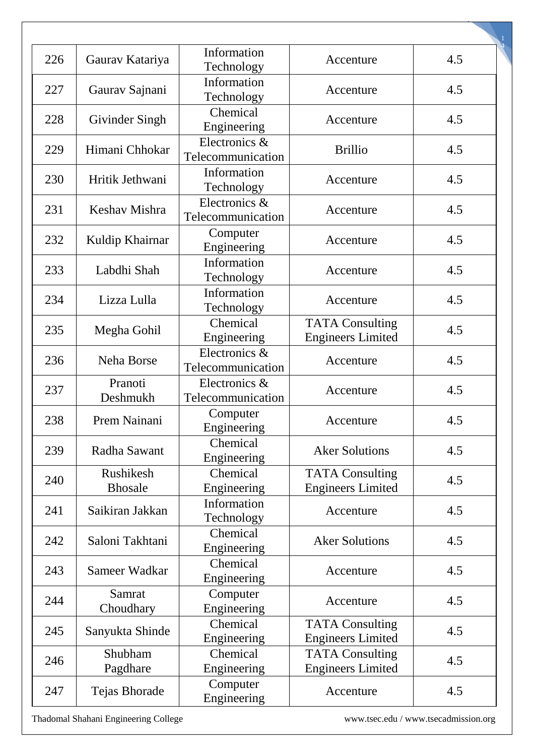| 226 | Gaurav Katariya | Information Technology | Accenture | 4.5 |
|---|---|---|---|---|
| 227 | Gaurav Sajnani | Information Technology | Accenture | 4.5 |
| 228 | Givinder Singh | Chemical Engineering | Accenture | 4.5 |
| 229 | Himani Chhokar | Electronics & Telecommunication | Brillio | 4.5 |
| 230 | Hritik Jethwani | Information Technology | Accenture | 4.5 |
| 231 | Keshav Mishra | Electronics & Telecommunication | Accenture | 4.5 |
| 232 | Kuldip Khairnar | Computer Engineering | Accenture | 4.5 |
| 233 | Labdhi Shah | Information Technology | Accenture | 4.5 |
| 234 | Lizza Lulla | Information Technology | Accenture | 4.5 |
| 235 | Megha Gohil | Chemical Engineering | TATA Consulting Engineers Limited | 4.5 |
| 236 | Neha Borse | Electronics & Telecommunication | Accenture | 4.5 |
| 237 | Pranoti Deshmukh | Electronics & Telecommunication | Accenture | 4.5 |
| 238 | Prem Nainani | Computer Engineering | Accenture | 4.5 |
| 239 | Radha Sawant | Chemical Engineering | Aker Solutions | 4.5 |
| 240 | Rushikesh Bhosale | Chemical Engineering | TATA Consulting Engineers Limited | 4.5 |
| 241 | Saikiran Jakkan | Information Technology | Accenture | 4.5 |
| 242 | Saloni Takhtani | Chemical Engineering | Aker Solutions | 4.5 |
| 243 | Sameer Wadkar | Chemical Engineering | Accenture | 4.5 |
| 244 | Samrat Choudhary | Computer Engineering | Accenture | 4.5 |
| 245 | Sanyukta Shinde | Chemical Engineering | TATA Consulting Engineers Limited | 4.5 |
| 246 | Shubham Pagdhare | Chemical Engineering | TATA Consulting Engineers Limited | 4.5 |
| 247 | Tejas Bhorade | Computer Engineering | Accenture | 4.5 |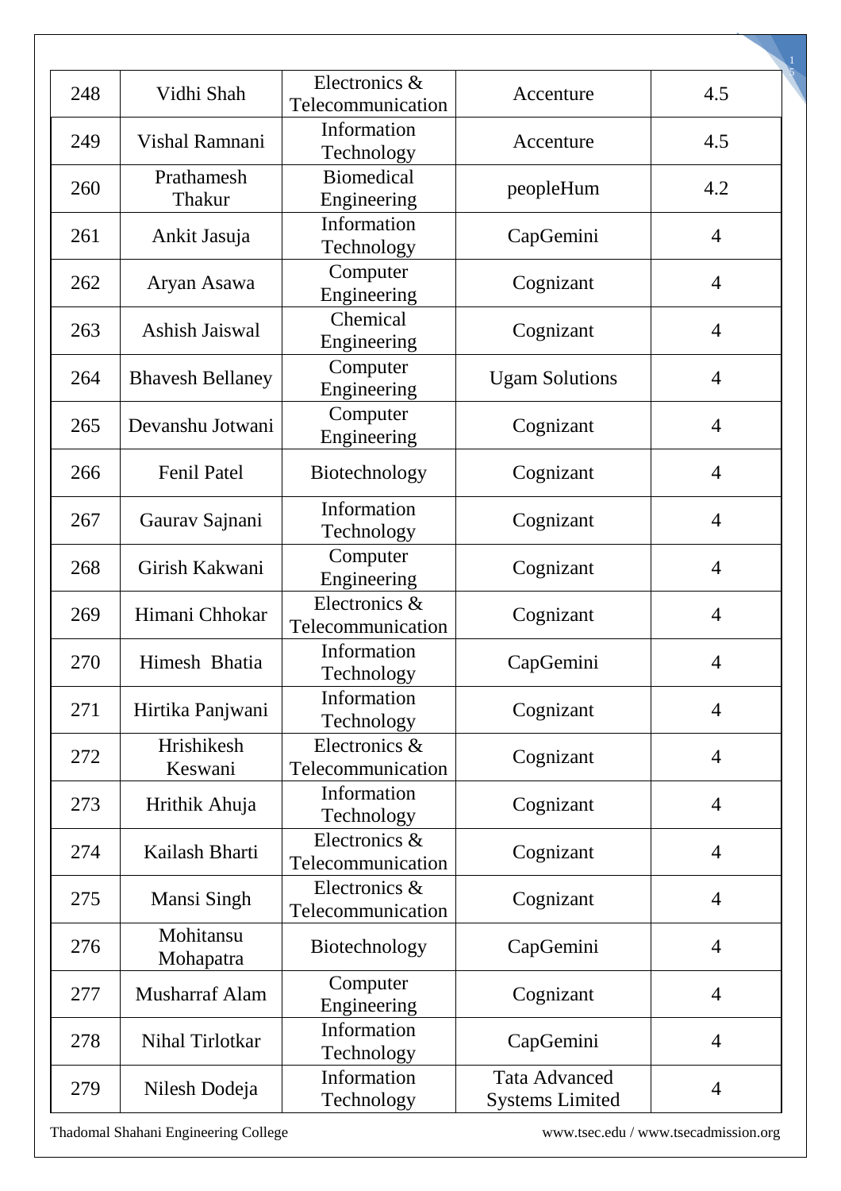| 248 | Vidhi Shah | Electronics & Telecommunication | Accenture | 4.5 |
|---|---|---|---|---|
| 249 | Vishal Ramnani | Information Technology | Accenture | 4.5 |
| 260 | Prathamesh Thakur | Biomedical Engineering | peopleHum | 4.2 |
| 261 | Ankit Jasuja | Information Technology | CapGemini | 4 |
| 262 | Aryan Asawa | Computer Engineering | Cognizant | 4 |
| 263 | Ashish Jaiswal | Chemical Engineering | Cognizant | 4 |
| 264 | Bhavesh Bellaney | Computer Engineering | Ugam Solutions | 4 |
| 265 | Devanshu Jotwani | Computer Engineering | Cognizant | 4 |
| 266 | Fenil Patel | Biotechnology | Cognizant | 4 |
| 267 | Gaurav Sajnani | Information Technology | Cognizant | 4 |
| 268 | Girish Kakwani | Computer Engineering | Cognizant | 4 |
| 269 | Himani Chhokar | Electronics & Telecommunication | Cognizant | 4 |
| 270 | Himesh Bhatia | Information Technology | CapGemini | 4 |
| 271 | Hirtika Panjwani | Information Technology | Cognizant | 4 |
| 272 | Hrishikesh Keswani | Electronics & Telecommunication | Cognizant | 4 |
| 273 | Hrithik Ahuja | Information Technology | Cognizant | 4 |
| 274 | Kailash Bharti | Electronics & Telecommunication | Cognizant | 4 |
| 275 | Mansi Singh | Electronics & Telecommunication | Cognizant | 4 |
| 276 | Mohitansu Mohapatra | Biotechnology | CapGemini | 4 |
| 277 | Musharraf Alam | Computer Engineering | Cognizant | 4 |
| 278 | Nihal Tirlotkar | Information Technology | CapGemini | 4 |
| 279 | Nilesh Dodeja | Information Technology | Tata Advanced Systems Limited | 4 |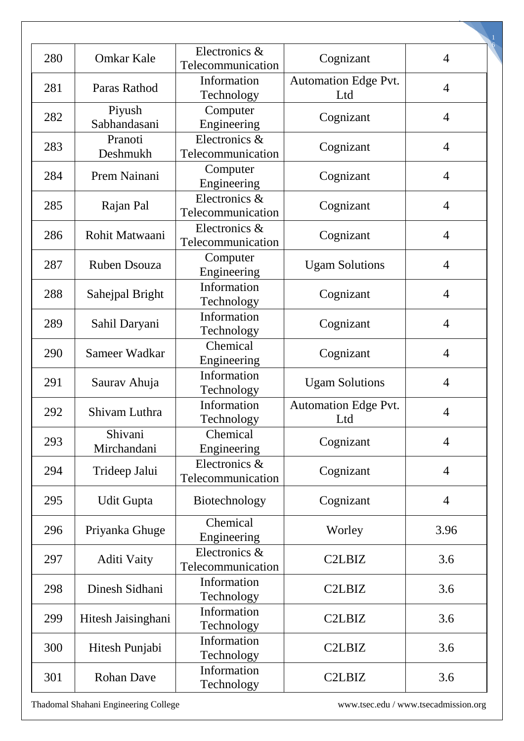| 280 | Omkar Kale | Electronics & Telecommunication | Cognizant | 4 |
|---|---|---|---|---|
| 281 | Paras Rathod | Information Technology | Automation Edge Pvt. Ltd | 4 |
| 282 | Piyush Sabhandasani | Computer Engineering | Cognizant | 4 |
| 283 | Pranoti Deshmukh | Electronics & Telecommunication | Cognizant | 4 |
| 284 | Prem Nainani | Computer Engineering | Cognizant | 4 |
| 285 | Rajan Pal | Electronics & Telecommunication | Cognizant | 4 |
| 286 | Rohit Matwaani | Electronics & Telecommunication | Cognizant | 4 |
| 287 | Ruben Dsouza | Computer Engineering | Ugam Solutions | 4 |
| 288 | Sahejpal Bright | Information Technology | Cognizant | 4 |
| 289 | Sahil Daryani | Information Technology | Cognizant | 4 |
| 290 | Sameer Wadkar | Chemical Engineering | Cognizant | 4 |
| 291 | Saurav Ahuja | Information Technology | Ugam Solutions | 4 |
| 292 | Shivam Luthra | Information Technology | Automation Edge Pvt. Ltd | 4 |
| 293 | Shivani Mirchandani | Chemical Engineering | Cognizant | 4 |
| 294 | Trideep Jalui | Electronics & Telecommunication | Cognizant | 4 |
| 295 | Udit Gupta | Biotechnology | Cognizant | 4 |
| 296 | Priyanka Ghuge | Chemical Engineering | Worley | 3.96 |
| 297 | Aditi Vaity | Electronics & Telecommunication | C2LBIZ | 3.6 |
| 298 | Dinesh Sidhani | Information Technology | C2LBIZ | 3.6 |
| 299 | Hitesh Jaisinghani | Information Technology | C2LBIZ | 3.6 |
| 300 | Hitesh Punjabi | Information Technology | C2LBIZ | 3.6 |
| 301 | Rohan Dave | Information Technology | C2LBIZ | 3.6 |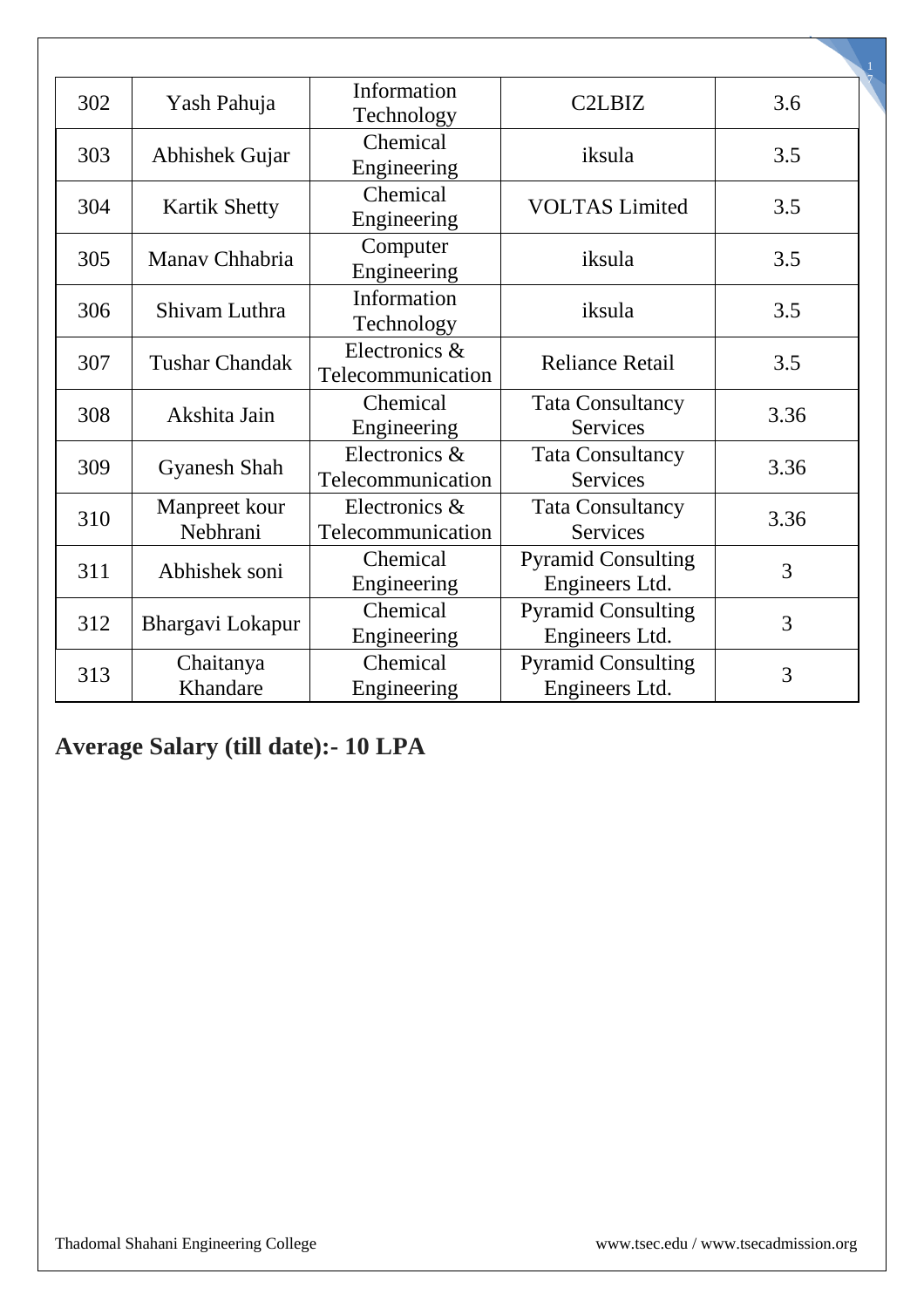| | | | | |
|---|---|---|---|---|
| 302 | Yash Pahuja | Information Technology | C2LBIZ | 3.6 |
| 303 | Abhishek Gujar | Chemical Engineering | iksula | 3.5 |
| 304 | Kartik Shetty | Chemical Engineering | VOLTAS Limited | 3.5 |
| 305 | Manav Chhabria | Computer Engineering | iksula | 3.5 |
| 306 | Shivam Luthra | Information Technology | iksula | 3.5 |
| 307 | Tushar Chandak | Electronics & Telecommunication | Reliance Retail | 3.5 |
| 308 | Akshita Jain | Chemical Engineering | Tata Consultancy Services | 3.36 |
| 309 | Gyanesh Shah | Electronics & Telecommunication | Tata Consultancy Services | 3.36 |
| 310 | Manpreet kour Nebhrani | Electronics & Telecommunication | Tata Consultancy Services | 3.36 |
| 311 | Abhishek soni | Chemical Engineering | Pyramid Consulting Engineers Ltd. | 3 |
| 312 | Bhargavi Lokapur | Chemical Engineering | Pyramid Consulting Engineers Ltd. | 3 |
| 313 | Chaitanya Khandare | Chemical Engineering | Pyramid Consulting Engineers Ltd. | 3 |

**Average Salary (till date):- 10 LPA**